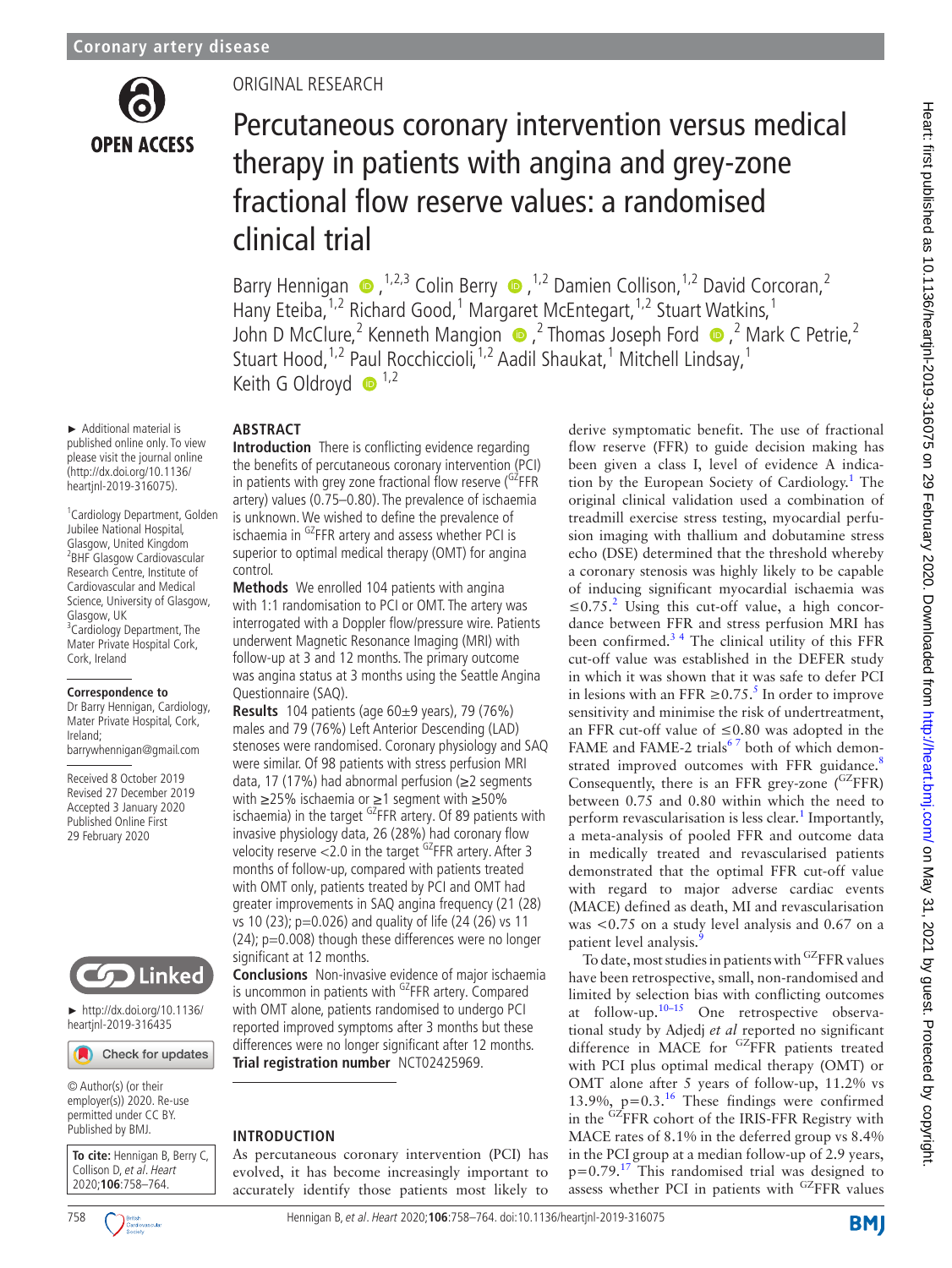Coronary artery disease

ORIGINAL RESEARCH

# Percutaneous coronary intervention versus medical therapy in patients with angina and grey-zone fractional flow reserve values: a randomised clinical trial

Barry Hennigan,[1,2,3] Colin Berry,[1,2] Damien Collison,[1,2] David Corcoran,[2] Hany Eteiba,[1,2] Richard Good,[1] Margaret McEntegart,[1,2] Stuart Watkins,[1] John D McClure,[2] Kenneth Mangion,[2] Thomas Joseph Ford,[2] Mark C Petrie,[2] Stuart Hood,[1,2] Paul Rocchiccioli,[1,2] Aadil Shaukat,[1] Mitchell Lindsay,[1] Keith G Oldroyd[1,2]

► Additional material is published online only. To view please visit the journal online (http://dx.doi.org/10.1136/heartjnl-2019-316075).

[1]Cardiology Department, Golden Jubilee National Hospital, Glasgow, United Kingdom
[2]BHF Glasgow Cardiovascular Research Centre, Institute of Cardiovascular and Medical Science, University of Glasgow, Glasgow, UK
[3]Cardiology Department, The Mater Private Hospital Cork, Cork, Ireland

**Correspondence to**
Dr Barry Hennigan, Cardiology, Mater Private Hospital, Cork, Ireland;
barrywhennigan@gmail.com

Received 8 October 2019
Revised 27 December 2019
Accepted 3 January 2020
Published Online First 29 February 2020

► http://dx.doi.org/10.1136/heartjnl-2019-316435

© Author(s) (or their employer(s)) 2020. Re-use permitted under CC BY. Published by BMJ.

**To cite:** Hennigan B, Berry C, Collison D, *et al*. *Heart* 2020;**106**:758–764.

## ABSTRACT

**Introduction** There is conflicting evidence regarding the benefits of percutaneous coronary intervention (PCI) in patients with grey zone fractional flow reserve ($^{GZ}$FFR artery) values (0.75–0.80). The prevalence of ischaemia is unknown. We wished to define the prevalence of ischaemia in $^{GZ}$FFR artery and assess whether PCI is superior to optimal medical therapy (OMT) for angina control.

**Methods** We enrolled 104 patients with angina with 1:1 randomisation to PCI or OMT. The artery was interrogated with a Doppler flow/pressure wire. Patients underwent Magnetic Resonance Imaging (MRI) with follow-up at 3 and 12 months. The primary outcome was angina status at 3 months using the Seattle Angina Questionnaire (SAQ).

**Results** 104 patients (age 60±9 years), 79 (76%) males and 79 (76%) Left Anterior Descending (LAD) stenoses were randomised. Coronary physiology and SAQ were similar. Of 98 patients with stress perfusion MRI data, 17 (17%) had abnormal perfusion (≥2 segments with ≥25% ischaemia or ≥1 segment with ≥50% ischaemia) in the target $^{GZ}$FFR artery. Of 89 patients with invasive physiology data, 26 (28%) had coronary flow velocity reserve <2.0 in the target $^{GZ}$FFR artery. After 3 months of follow-up, compared with patients treated with OMT only, patients treated by PCI and OMT had greater improvements in SAQ angina frequency (21 (28) vs 10 (23); p=0.026) and quality of life (24 (26) vs 11 (24); p=0.008) though these differences were no longer significant at 12 months.

**Conclusions** Non-invasive evidence of major ischaemia is uncommon in patients with $^{GZ}$FFR artery. Compared with OMT alone, patients randomised to undergo PCI reported improved symptoms after 3 months but these differences were no longer significant after 12 months.

**Trial registration number** NCT02425969.

## INTRODUCTION

As percutaneous coronary intervention (PCI) has evolved, it has become increasingly important to accurately identify those patients most likely to derive symptomatic benefit. The use of fractional flow reserve (FFR) to guide decision making has been given a class I, level of evidence A indication by the European Society of Cardiology.[1] The original clinical validation used a combination of treadmill exercise stress testing, myocardial perfusion imaging with thallium and dobutamine stress echo (DSE) determined that the threshold whereby a coronary stenosis was highly likely to be capable of inducing significant myocardial ischaemia was ≤0.75.[2] Using this cut-off value, a high concordance between FFR and stress perfusion MRI has been confirmed.[3 4] The clinical utility of this FFR cut-off value was established in the DEFER study in which it was shown that it was safe to defer PCI in lesions with an FFR ≥0.75.[5] In order to improve sensitivity and minimise the risk of undertreatment, an FFR cut-off value of ≤0.80 was adopted in the FAME and FAME-2 trials[6 7] both of which demonstrated improved outcomes with FFR guidance.[8] Consequently, there is an FFR grey-zone ($^{GZ}$FFR) between 0.75 and 0.80 within which the need to perform revascularisation is less clear.[1] Importantly, a meta-analysis of pooled FFR and outcome data in medically treated and revascularised patients demonstrated that the optimal FFR cut-off value with regard to major adverse cardiac events (MACE) defined as death, MI and revascularisation was <0.75 on a study level analysis and 0.67 on a patient level analysis.[9]

To date, most studies in patients with $^{GZ}$FFR values have been retrospective, small, non-randomised and limited by selection bias with conflicting outcomes at follow-up.[10–15] One retrospective observational study by Adjedj *et al* reported no significant difference in MACE for $^{GZ}$FFR patients treated with PCI plus optimal medical therapy (OMT) or OMT alone after 5 years of follow-up, 11.2% vs 13.9%, p=0.3.[16] These findings were confirmed in the $^{GZ}$FFR cohort of the IRIS-FFR Registry with MACE rates of 8.1% in the deferred group vs 8.4% in the PCI group at a median follow-up of 2.9 years, p=0.79.[17] This randomised trial was designed to assess whether PCI in patients with $^{GZ}$FFR values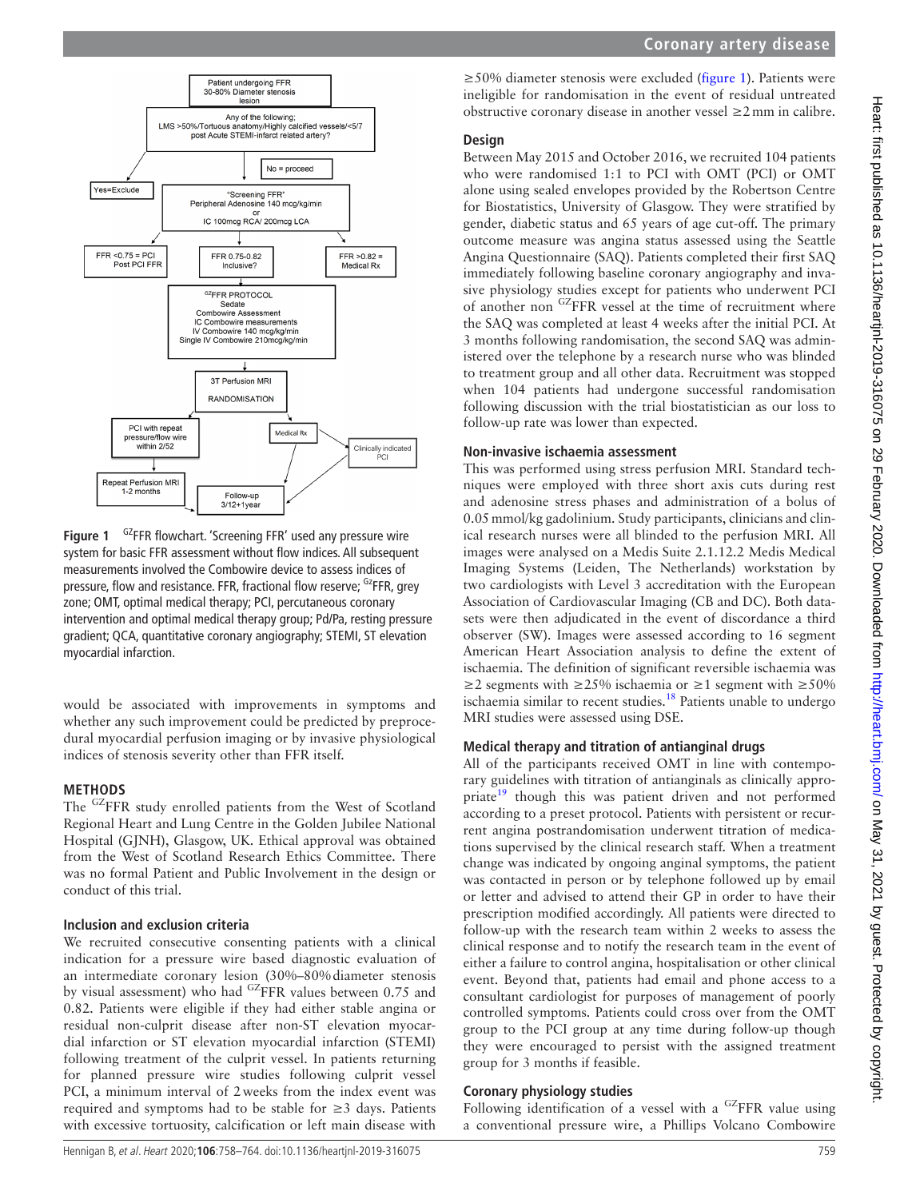Patient undergoing FFR 30-80% Diameter stenosis lesion

Any of the following; LMS >50%/Tortuous anatomy/Highly calcified vessels/<5/7 post Acute STEMI-infarct related artery?

Yes=Exclude

No = proceed

"Screening FFR" Peripheral Adenosine 140 mcg/kg/min or IC 100mcg RCA/ 200mcg LCA

FFR <0.75 = PCI Post PCI FFR

FFR 0.75-0.82 Inclusive?

FFR >0.82 = Medical Rx

GZFFR PROTOCOL Sedate Combowire Assessment IC Combowire measurements IV Combowire 140 mcg/kg/min Single IV Combowire 210mcg/kg/min

3T Perfusion MRI

RANDOMISATION

PCI with repeat pressure/flow wire within 2/52

Medical Rx

Clinically indicated PCI

Repeat Perfusion MRI 1-2 months

Follow-up 3/12+1year

**Figure 1** GZFFR flowchart. 'Screening FFR' used any pressure wire system for basic FFR assessment without flow indices. All subsequent measurements involved the Combowire device to assess indices of pressure, flow and resistance. FFR, fractional flow reserve; GZFFR, grey zone; OMT, optimal medical therapy; PCI, percutaneous coronary intervention and optimal medical therapy group; Pd/Pa, resting pressure gradient; QCA, quantitative coronary angiography; STEMI, ST elevation myocardial infarction.

would be associated with improvements in symptoms and whether any such improvement could be predicted by preprocedural myocardial perfusion imaging or by invasive physiological indices of stenosis severity other than FFR itself.

## METHODS

The GZFFR study enrolled patients from the West of Scotland Regional Heart and Lung Centre in the Golden Jubilee National Hospital (GJNH), Glasgow, UK. Ethical approval was obtained from the West of Scotland Research Ethics Committee. There was no formal Patient and Public Involvement in the design or conduct of this trial.

### Inclusion and exclusion criteria

We recruited consecutive consenting patients with a clinical indication for a pressure wire based diagnostic evaluation of an intermediate coronary lesion (30%–80% diameter stenosis by visual assessment) who had GZFFR values between 0.75 and 0.82. Patients were eligible if they had either stable angina or residual non-culprit disease after non-ST elevation myocardial infarction or ST elevation myocardial infarction (STEMI) following treatment of the culprit vessel. In patients returning for planned pressure wire studies following culprit vessel PCI, a minimum interval of 2 weeks from the index event was required and symptoms had to be stable for ≥3 days. Patients with excessive tortuosity, calcification or left main disease with ≥50% diameter stenosis were excluded (figure 1). Patients were ineligible for randomisation in the event of residual untreated obstructive coronary disease in another vessel ≥2 mm in calibre.

### Design

Between May 2015 and October 2016, we recruited 104 patients who were randomised 1:1 to PCI with OMT (PCI) or OMT alone using sealed envelopes provided by the Robertson Centre for Biostatistics, University of Glasgow. They were stratified by gender, diabetic status and 65 years of age cut-off. The primary outcome measure was angina status assessed using the Seattle Angina Questionnaire (SAQ). Patients completed their first SAQ immediately following baseline coronary angiography and invasive physiology studies except for patients who underwent PCI of another non GZFFR vessel at the time of recruitment where the SAQ was completed at least 4 weeks after the initial PCI. At 3 months following randomisation, the second SAQ was administered over the telephone by a research nurse who was blinded to treatment group and all other data. Recruitment was stopped when 104 patients had undergone successful randomisation following discussion with the trial biostatistician as our loss to follow-up rate was lower than expected.

### Non-invasive ischaemia assessment

This was performed using stress perfusion MRI. Standard techniques were employed with three short axis cuts during rest and adenosine stress phases and administration of a bolus of 0.05 mmol/kg gadolinium. Study participants, clinicians and clinical research nurses were all blinded to the perfusion MRI. All images were analysed on a Medis Suite 2.1.12.2 Medis Medical Imaging Systems (Leiden, The Netherlands) workstation by two cardiologists with Level 3 accreditation with the European Association of Cardiovascular Imaging (CB and DC). Both datasets were then adjudicated in the event of discordance a third observer (SW). Images were assessed according to 16 segment American Heart Association analysis to define the extent of ischaemia. The definition of significant reversible ischaemia was ≥2 segments with ≥25% ischaemia or ≥1 segment with ≥50% ischaemia similar to recent studies.[18] Patients unable to undergo MRI studies were assessed using DSE.

### Medical therapy and titration of antianginal drugs

All of the participants received OMT in line with contemporary guidelines with titration of antianginals as clinically appropriate[19] though this was patient driven and not performed according to a preset protocol. Patients with persistent or recurrent angina postrandomisation underwent titration of medications supervised by the clinical research staff. When a treatment change was indicated by ongoing anginal symptoms, the patient was contacted in person or by telephone followed up by email or letter and advised to attend their GP in order to have their prescription modified accordingly. All patients were directed to follow-up with the research team within 2 weeks to assess the clinical response and to notify the research team in the event of either a failure to control angina, hospitalisation or other clinical event. Beyond that, patients had email and phone access to a consultant cardiologist for purposes of management of poorly controlled symptoms. Patients could cross over from the OMT group to the PCI group at any time during follow-up though they were encouraged to persist with the assigned treatment group for 3 months if feasible.

### Coronary physiology studies

Following identification of a vessel with a GZFFR value using a conventional pressure wire, a Phillips Volcano Combowire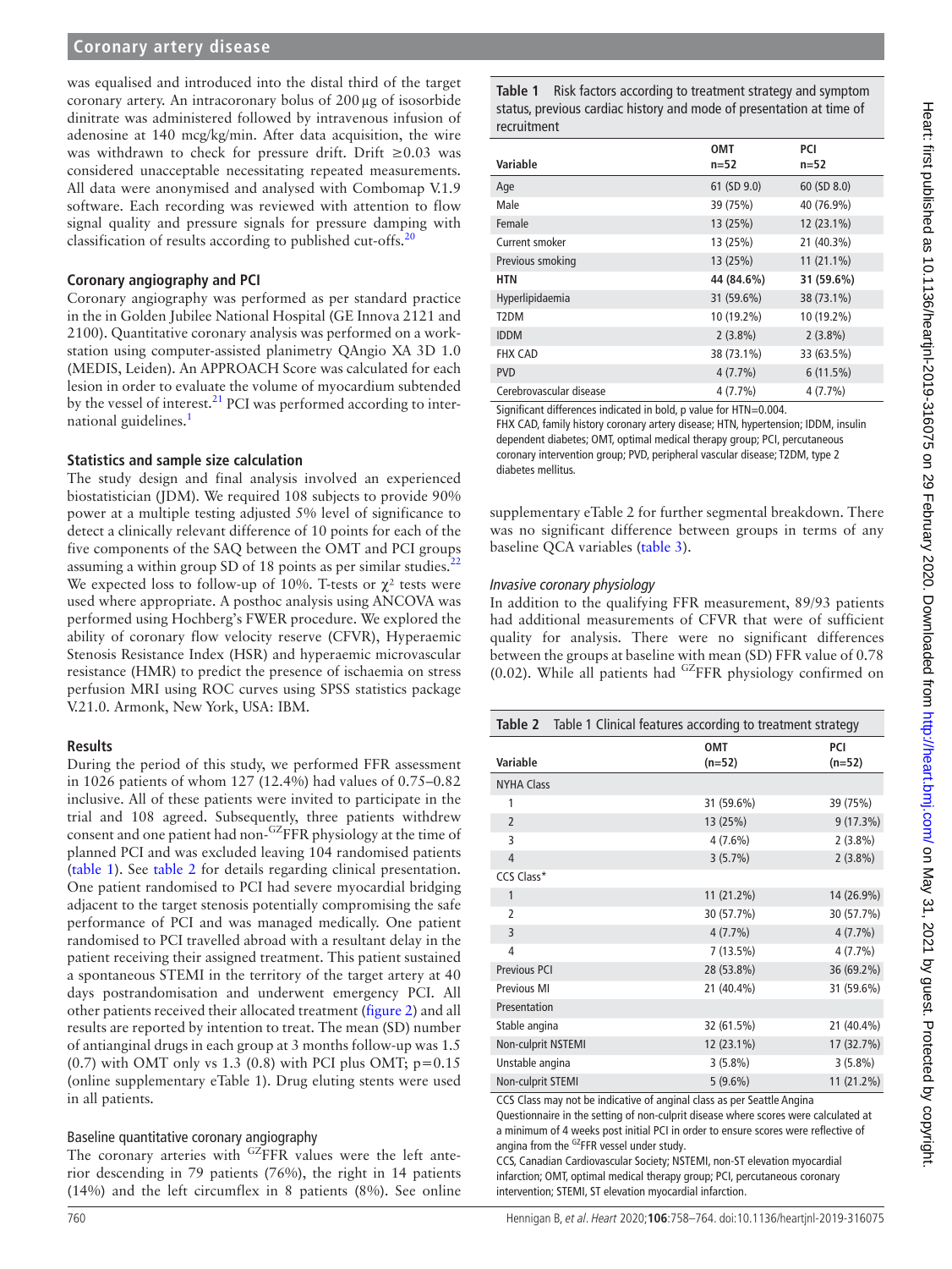was equalised and introduced into the distal third of the target coronary artery. An intracoronary bolus of 200 μg of isosorbide dinitrate was administered followed by intravenous infusion of adenosine at 140 mcg/kg/min. After data acquisition, the wire was withdrawn to check for pressure drift. Drift ≥0.03 was considered unacceptable necessitating repeated measurements. All data were anonymised and analysed with Combomap V.1.9 software. Each recording was reviewed with attention to flow signal quality and pressure signals for pressure damping with classification of results according to published cut-offs.[20]

### Coronary angiography and PCI

Coronary angiography was performed as per standard practice in the in Golden Jubilee National Hospital (GE Innova 2121 and 2100). Quantitative coronary analysis was performed on a workstation using computer-assisted planimetry QAngio XA 3D 1.0 (MEDIS, Leiden). An APPROACH Score was calculated for each lesion in order to evaluate the volume of myocardium subtended by the vessel of interest.[21] PCI was performed according to international guidelines.[1]

### Statistics and sample size calculation

The study design and final analysis involved an experienced biostatistician (JDM). We required 108 subjects to provide 90% power at a multiple testing adjusted 5% level of significance to detect a clinically relevant difference of 10 points for each of the five components of the SAQ between the OMT and PCI groups assuming a within group SD of 18 points as per similar studies.[22] We expected loss to follow-up of 10%. T-tests or $\chi^2$ tests were used where appropriate. A posthoc analysis using ANCOVA was performed using Hochberg's FWER procedure. We explored the ability of coronary flow velocity reserve (CFVR), Hyperaemic Stenosis Resistance Index (HSR) and hyperaemic microvascular resistance (HMR) to predict the presence of ischaemia on stress perfusion MRI using ROC curves using SPSS statistics package V.21.0. Armonk, New York, USA: IBM.

## Results

During the period of this study, we performed FFR assessment in 1026 patients of whom 127 (12.4%) had values of 0.75–0.82 inclusive. All of these patients were invited to participate in the trial and 108 agreed. Subsequently, three patients withdrew consent and one patient had non-$^{GZ}$FFR physiology at the time of planned PCI and was excluded leaving 104 randomised patients (table 1). See table 2 for details regarding clinical presentation. One patient randomised to PCI had severe myocardial bridging adjacent to the target stenosis potentially compromising the safe performance of PCI and was managed medically. One patient randomised to PCI travelled abroad with a resultant delay in the patient receiving their assigned treatment. This patient sustained a spontaneous STEMI in the territory of the target artery at 40 days postrandomisation and underwent emergency PCI. All other patients received their allocated treatment (figure 2) and all results are reported by intention to treat. The mean (SD) number of antianginal drugs in each group at 3 months follow-up was 1.5 (0.7) with OMT only vs 1.3 (0.8) with PCI plus OMT; p=0.15 (online supplementary eTable 1). Drug eluting stents were used in all patients.

### Baseline quantitative coronary angiography

The coronary arteries with $^{GZ}$FFR values were the left anterior descending in 79 patients (76%), the right in 14 patients (14%) and the left circumflex in 8 patients (8%). See online supplementary eTable 2 for further segmental breakdown. There was no significant difference between groups in terms of any baseline QCA variables (table 3).

### *Invasive coronary physiology*

In addition to the qualifying FFR measurement, 89/93 patients had additional measurements of CFVR that were of sufficient quality for analysis. There were no significant differences between the groups at baseline with mean (SD) FFR value of 0.78 (0.02). While all patients had $^{GZ}$FFR physiology confirmed on

**Table 1** Risk factors according to treatment strategy and symptom status, previous cardiac history and mode of presentation at time of recruitment

| Variable | OMT n=52 | PCI n=52 |
|---|---|---|
| Age | 61 (SD 9.0) | 60 (SD 8.0) |
| Male | 39 (75%) | 40 (76.9%) |
| Female | 13 (25%) | 12 (23.1%) |
| Current smoker | 13 (25%) | 21 (40.3%) |
| Previous smoking | 13 (25%) | 11 (21.1%) |
| **HTN** | **44 (84.6%)** | **31 (59.6%)** |
| Hyperlipidaemia | 31 (59.6%) | 38 (73.1%) |
| T2DM | 10 (19.2%) | 10 (19.2%) |
| IDDM | 2 (3.8%) | 2 (3.8%) |
| FHX CAD | 38 (73.1%) | 33 (63.5%) |
| PVD | 4 (7.7%) | 6 (11.5%) |
| Cerebrovascular disease | 4 (7.7%) | 4 (7.7%) |

Significant differences indicated in bold, p value for HTN=0.004.

FHX CAD, family history coronary artery disease; HTN, hypertension; IDDM, insulin dependent diabetes; OMT, optimal medical therapy group; PCI, percutaneous coronary intervention group; PVD, peripheral vascular disease; T2DM, type 2 diabetes mellitus.

**Table 2** Table 1 Clinical features according to treatment strategy

| Variable | OMT (n=52) | PCI (n=52) |
|---|---|---|
| NYHA Class | | |
| 1 | 31 (59.6%) | 39 (75%) |
| 2 | 13 (25%) | 9 (17.3%) |
| 3 | 4 (7.6%) | 2 (3.8%) |
| 4 | 3 (5.7%) | 2 (3.8%) |
| CCS Class* | | |
| 1 | 11 (21.2%) | 14 (26.9%) |
| 2 | 30 (57.7%) | 30 (57.7%) |
| 3 | 4 (7.7%) | 4 (7.7%) |
| 4 | 7 (13.5%) | 4 (7.7%) |
| Previous PCI | 28 (53.8%) | 36 (69.2%) |
| Previous MI | 21 (40.4%) | 31 (59.6%) |
| Presentation | | |
| Stable angina | 32 (61.5%) | 21 (40.4%) |
| Non-culprit NSTEMI | 12 (23.1%) | 17 (32.7%) |
| Unstable angina | 3 (5.8%) | 3 (5.8%) |
| Non-culprit STEMI | 5 (9.6%) | 11 (21.2%) |

CCS Class may not be indicative of anginal class as per Seattle Angina Questionnaire in the setting of non-culprit disease where scores were calculated at a minimum of 4 weeks post initial PCI in order to ensure scores were reflective of angina from the $^{GZ}$FFR vessel under study.

CCS, Canadian Cardiovascular Society; NSTEMI, non-ST elevation myocardial infarction; OMT, optimal medical therapy group; PCI, percutaneous coronary intervention; STEMI, ST elevation myocardial infarction.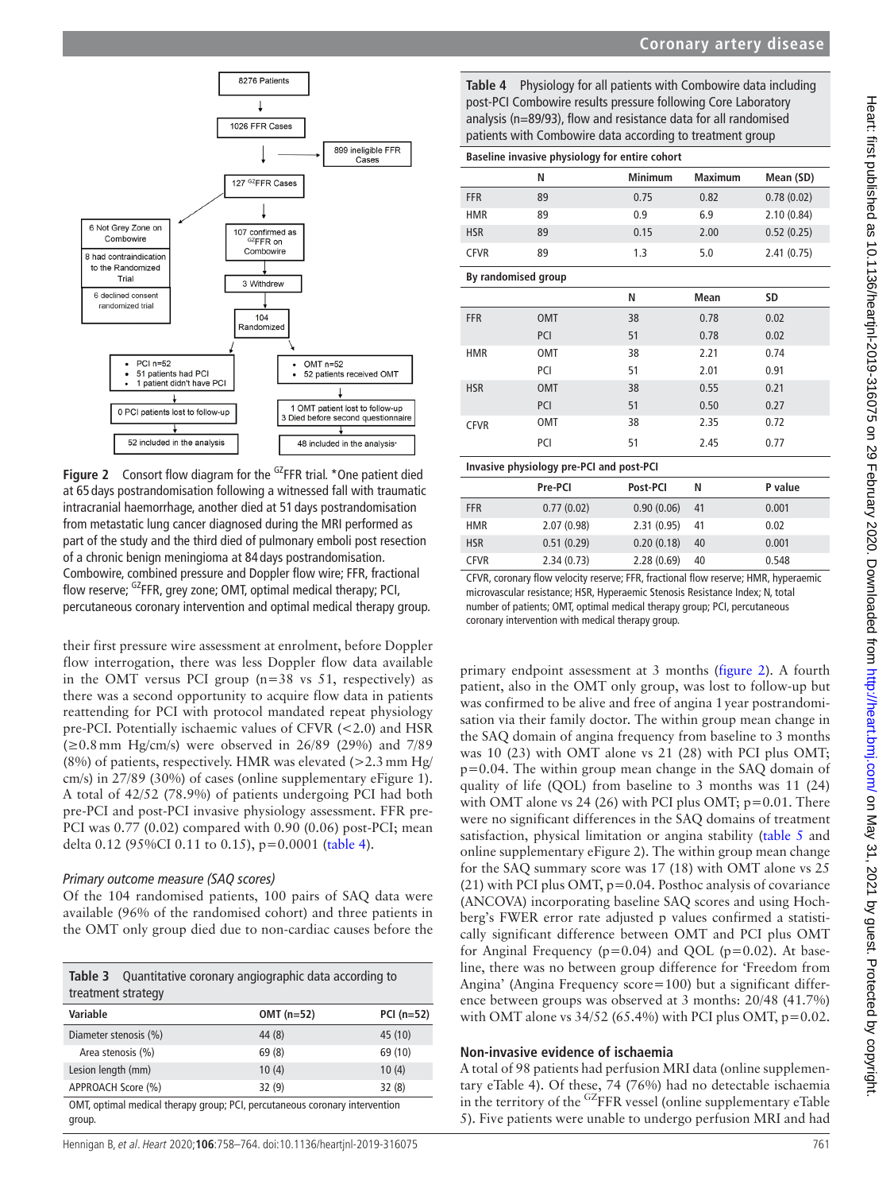Figure 2 Consort flow diagram for the $^{GZ}$FFR trial. *One patient died at 65 days postrandomisation following a witnessed fall with traumatic intracranial haemorrhage, another died at 51 days postrandomisation from metastatic lung cancer diagnosed during the MRI performed as part of the study and the third died of pulmonary emboli post resection of a chronic benign meningioma at 84 days postrandomisation. Combowire, combined pressure and Doppler flow wire; FFR, fractional flow reserve; $^{GZ}$FFR, grey zone; OMT, optimal medical therapy; PCI, percutaneous coronary intervention and optimal medical therapy group.

their first pressure wire assessment at enrolment, before Doppler flow interrogation, there was less Doppler flow data available in the OMT versus PCI group (n=38 vs 51, respectively) as there was a second opportunity to acquire flow data in patients reattending for PCI with protocol mandated repeat physiology pre-PCI. Potentially ischaemic values of CFVR (<2.0) and HSR (≥0.8 mm Hg/cm/s) were observed in 26/89 (29%) and 7/89 (8%) of patients, respectively. HMR was elevated (>2.3 mm Hg/cm/s) in 27/89 (30%) of cases (online supplementary eFigure 1). A total of 42/52 (78.9%) of patients undergoing PCI had both pre-PCI and post-PCI invasive physiology assessment. FFR pre-PCI was 0.77 (0.02) compared with 0.90 (0.06) post-PCI; mean delta 0.12 (95% CI 0.11 to 0.15), p=0.0001 (table 4).

### Primary outcome measure (SAQ scores)

Of the 104 randomised patients, 100 pairs of SAQ data were available (96% of the randomised cohort) and three patients in the OMT only group died due to non-cardiac causes before the primary endpoint assessment at 3 months (figure 2). A fourth patient, also in the OMT only group, was lost to follow-up but was confirmed to be alive and free of angina 1 year postrandomisation via their family doctor. The within group mean change in the SAQ domain of angina frequency from baseline to 3 months was 10 (23) with OMT alone vs 21 (28) with PCI plus OMT; p=0.04. The within group mean change in the SAQ domain of quality of life (QOL) from baseline to 3 months was 11 (24) with OMT alone vs 24 (26) with PCI plus OMT; p=0.01. There were no significant differences in the SAQ domains of treatment satisfaction, physical limitation or angina stability (table 5 and online supplementary eFigure 2). The within group mean change for the SAQ summary score was 17 (18) with OMT alone vs 25 (21) with PCI plus OMT, p=0.04. Posthoc analysis of covariance (ANCOVA) incorporating baseline SAQ scores and using Hochberg's FWER error rate adjusted p values confirmed a statistically significant difference between OMT and PCI plus OMT for Anginal Frequency (p=0.04) and QOL (p=0.02). At baseline, there was no between group difference for 'Freedom from Angina' (Angina Frequency score=100) but a significant difference between groups was observed at 3 months: 20/48 (41.7%) with OMT alone vs 34/52 (65.4%) with PCI plus OMT, p=0.02.

**Table 3** Quantitative coronary angiographic data according to treatment strategy

| Variable | OMT (n=52) | PCI (n=52) |
|---|---|---|
| Diameter stenosis (%) | 44 (8) | 45 (10) |
| Area stenosis (%) | 69 (8) | 69 (10) |
| Lesion length (mm) | 10 (4) | 10 (4) |
| APPROACH Score (%) | 32 (9) | 32 (8) |

OMT, optimal medical therapy group; PCI, percutaneous coronary intervention group.

**Table 4** Physiology for all patients with Combowire data including post-PCI Combowire results pressure following Core Laboratory analysis (n=89/93), flow and resistance data for all randomised patients with Combowire data according to treatment group

**Baseline invasive physiology for entire cohort**

| | N | Minimum | Maximum | Mean (SD) |
|---|---|---|---|---|
| FFR | 89 | 0.75 | 0.82 | 0.78 (0.02) |
| HMR | 89 | 0.9 | 6.9 | 2.10 (0.84) |
| HSR | 89 | 0.15 | 2.00 | 0.52 (0.25) |
| CFVR | 89 | 1.3 | 5.0 | 2.41 (0.75) |

**By randomised group**

| | | N | Mean | SD |
|---|---|---|---|---|
| FFR | OMT | 38 | 0.78 | 0.02 |
| | PCI | 51 | 0.78 | 0.02 |
| HMR | OMT | 38 | 2.21 | 0.74 |
| | PCI | 51 | 2.01 | 0.91 |
| HSR | OMT | 38 | 0.55 | 0.21 |
| | PCI | 51 | 0.50 | 0.27 |
| CFVR | OMT | 38 | 2.35 | 0.72 |
| | PCI | 51 | 2.45 | 0.77 |

**Invasive physiology pre-PCI and post-PCI**

| | Pre-PCI | Post-PCI | N | P value |
|---|---|---|---|---|
| FFR | 0.77 (0.02) | 0.90 (0.06) | 41 | 0.001 |
| HMR | 2.07 (0.98) | 2.31 (0.95) | 41 | 0.02 |
| HSR | 0.51 (0.29) | 0.20 (0.18) | 40 | 0.001 |
| CFVR | 2.34 (0.73) | 2.28 (0.69) | 40 | 0.548 |

CFVR, coronary flow velocity reserve; FFR, fractional flow reserve; HMR, hyperaemic microvascular resistance; HSR, Hyperaemic Stenosis Resistance Index; N, total number of patients; OMT, optimal medical therapy group; PCI, percutaneous coronary intervention with medical therapy group.

## Non-invasive evidence of ischaemia

A total of 98 patients had perfusion MRI data (online supplementary eTable 4). Of these, 74 (76%) had no detectable ischaemia in the territory of the $^{GZ}$FFR vessel (online supplementary eTable 5). Five patients were unable to undergo perfusion MRI and had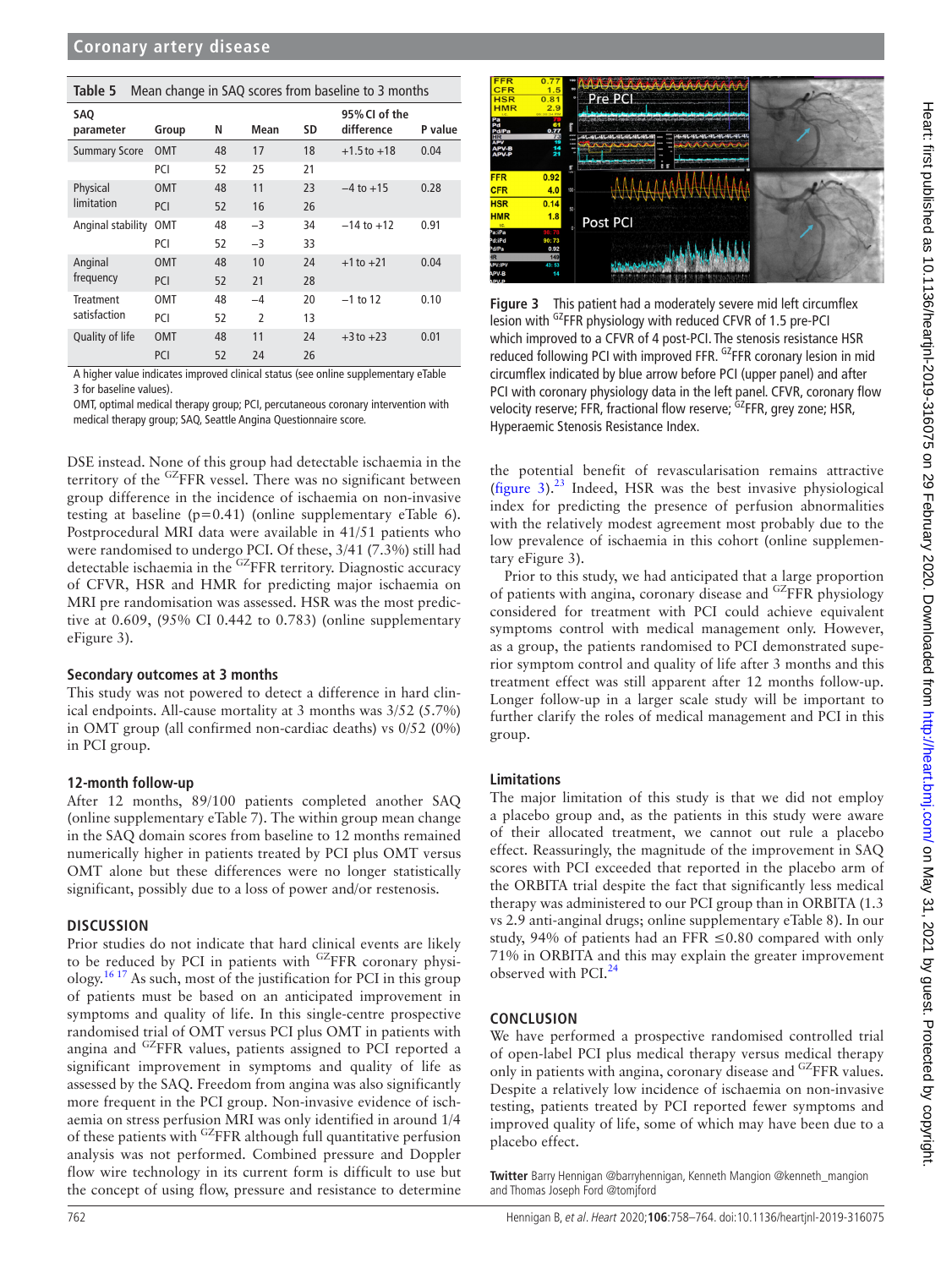**Table 5** Mean change in SAQ scores from baseline to 3 months

| SAQ parameter | Group | N | Mean | SD | 95% CI of the difference | P value |
|---|---|---|---|---|---|---|
| Summary Score | OMT | 48 | 17 | 18 | +1.5 to +18 | 0.04 |
| | PCI | 52 | 25 | 21 | | |
| Physical limitation | OMT | 48 | 11 | 23 | −4 to +15 | 0.28 |
| | PCI | 52 | 16 | 26 | | |
| Anginal stability | OMT | 48 | −3 | 34 | −14 to +12 | 0.91 |
| | PCI | 52 | −3 | 33 | | |
| Anginal frequency | OMT | 48 | 10 | 24 | +1 to +21 | 0.04 |
| | PCI | 52 | 21 | 28 | | |
| Treatment satisfaction | OMT | 48 | −4 | 20 | −1 to 12 | 0.10 |
| | PCI | 52 | 2 | 13 | | |
| Quality of life | OMT | 48 | 11 | 24 | +3 to +23 | 0.01 |
| | PCI | 52 | 24 | 26 | | |

A higher value indicates improved clinical status (see online supplementary eTable 3 for baseline values).

OMT, optimal medical therapy group; PCI, percutaneous coronary intervention with medical therapy group; SAQ, Seattle Angina Questionnaire score.

DSE instead. None of this group had detectable ischaemia in the territory of the $^{GZ}$FFR vessel. There was no significant between group difference in the incidence of ischaemia on non-invasive testing at baseline (p=0.41) (online supplementary eTable 6). Postprocedural MRI data were available in 41/51 patients who were randomised to undergo PCI. Of these, 3/41 (7.3%) still had detectable ischaemia in the $^{GZ}$FFR territory. Diagnostic accuracy of CFVR, HSR and HMR for predicting major ischaemia on MRI pre randomisation was assessed. HSR was the most predictive at 0.609, (95% CI 0.442 to 0.783) (online supplementary eFigure 3).

### Secondary outcomes at 3 months

This study was not powered to detect a difference in hard clinical endpoints. All-cause mortality at 3 months was 3/52 (5.7%) in OMT group (all confirmed non-cardiac deaths) vs 0/52 (0%) in PCI group.

### 12-month follow-up

After 12 months, 89/100 patients completed another SAQ (online supplementary eTable 7). The within group mean change in the SAQ domain scores from baseline to 12 months remained numerically higher in patients treated by PCI plus OMT versus OMT alone but these differences were no longer statistically significant, possibly due to a loss of power and/or restenosis.

## DISCUSSION

Prior studies do not indicate that hard clinical events are likely to be reduced by PCI in patients with $^{GZ}$FFR coronary physiology.[16,17] As such, most of the justification for PCI in this group of patients must be based on an anticipated improvement in symptoms and quality of life. In this single-centre prospective randomised trial of OMT versus PCI plus OMT in patients with angina and $^{GZ}$FFR values, patients assigned to PCI reported a significant improvement in symptoms and quality of life as assessed by the SAQ. Freedom from angina was also significantly more frequent in the PCI group. Non-invasive evidence of ischaemia on stress perfusion MRI was only identified in around 1/4 of these patients with $^{GZ}$FFR although full quantitative perfusion analysis was not performed. Combined pressure and Doppler flow wire technology in its current form is difficult to use but the concept of using flow, pressure and resistance to determine the potential benefit of revascularisation remains attractive (figure 3).[23] Indeed, HSR was the best invasive physiological index for predicting the presence of perfusion abnormalities with the relatively modest agreement most probably due to the low prevalence of ischaemia in this cohort (online supplementary eFigure 3).

**Figure 3** This patient had a moderately severe mid left circumflex lesion with $^{GZ}$FFR physiology with reduced CFVR of 1.5 pre-PCI which improved to a CFVR of 4 post-PCI. The stenosis resistance HSR reduced following PCI with improved FFR. $^{GZ}$FFR coronary lesion in mid circumflex indicated by blue arrow before PCI (upper panel) and after PCI with coronary physiology data in the left panel. CFVR, coronary flow velocity reserve; FFR, fractional flow reserve; $^{GZ}$FFR, grey zone; HSR, Hyperaemic Stenosis Resistance Index.

Prior to this study, we had anticipated that a large proportion of patients with angina, coronary disease and $^{GZ}$FFR physiology considered for treatment with PCI could achieve equivalent symptoms control with medical management only. However, as a group, the patients randomised to PCI demonstrated superior symptom control and quality of life after 3 months and this treatment effect was still apparent after 12 months follow-up. Longer follow-up in a larger scale study will be important to further clarify the roles of medical management and PCI in this group.

### Limitations

The major limitation of this study is that we did not employ a placebo group and, as the patients in this study were aware of their allocated treatment, we cannot out rule a placebo effect. Reassuringly, the magnitude of the improvement in SAQ scores with PCI exceeded that reported in the placebo arm of the ORBITA trial despite the fact that significantly less medical therapy was administered to our PCI group than in ORBITA (1.3 vs 2.9 anti-anginal drugs; online supplementary eTable 8). In our study, 94% of patients had an FFR ≤0.80 compared with only 71% in ORBITA and this may explain the greater improvement observed with PCI.[24]

## CONCLUSION

We have performed a prospective randomised controlled trial of open-label PCI plus medical therapy versus medical therapy only in patients with angina, coronary disease and $^{GZ}$FFR values. Despite a relatively low incidence of ischaemia on non-invasive testing, patients treated by PCI reported fewer symptoms and improved quality of life, some of which may have been due to a placebo effect.

**Twitter** Barry Hennigan @barryhennigan, Kenneth Mangion @kenneth_mangion and Thomas Joseph Ford @tomjford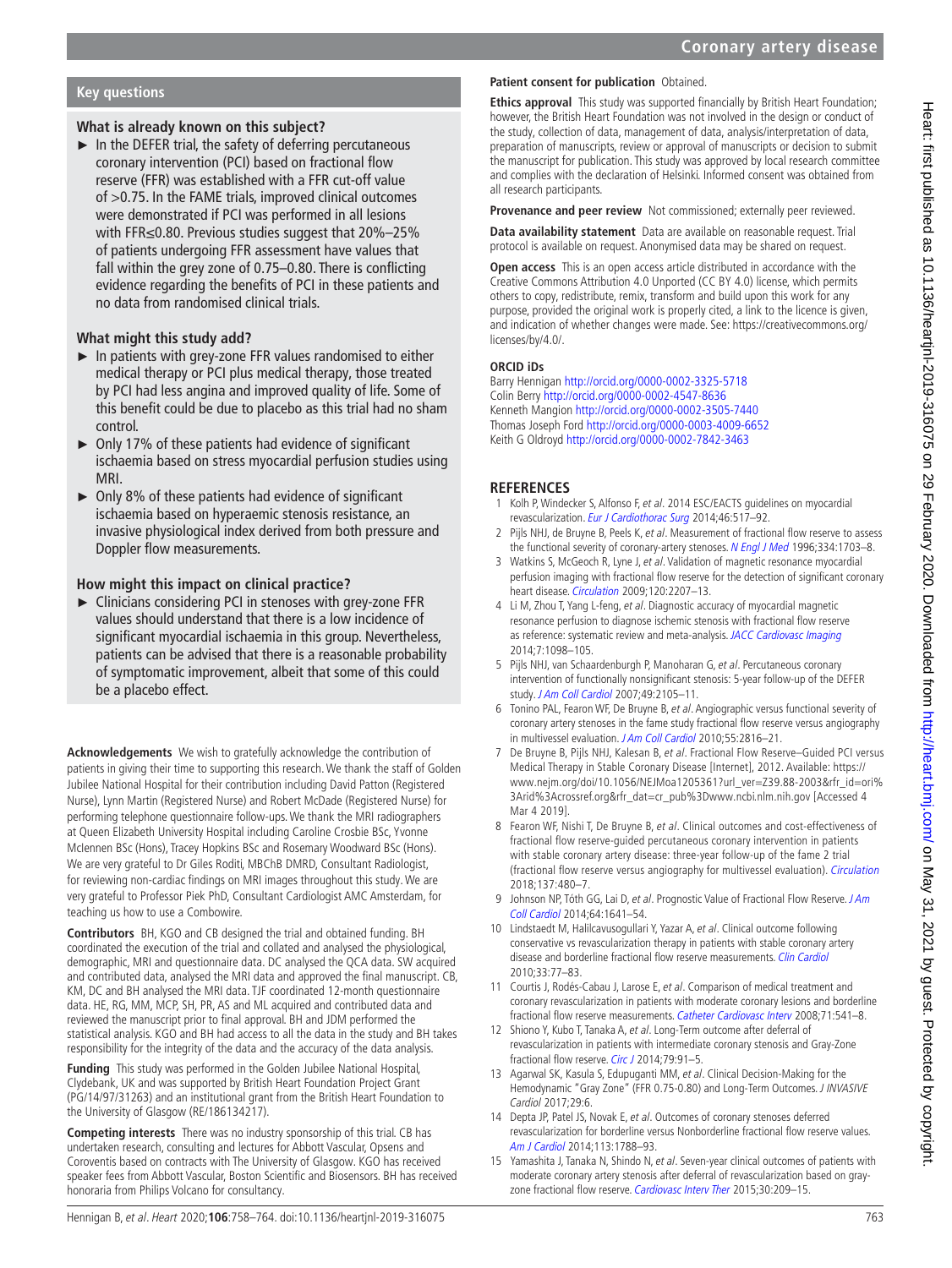## Key questions

### What is already known on this subject?

- In the DEFER trial, the safety of deferring percutaneous coronary intervention (PCI) based on fractional flow reserve (FFR) was established with a FFR cut-off value of >0.75. In the FAME trials, improved clinical outcomes were demonstrated if PCI was performed in all lesions with FFR≤0.80. Previous studies suggest that 20%–25% of patients undergoing FFR assessment have values that fall within the grey zone of 0.75–0.80. There is conflicting evidence regarding the benefits of PCI in these patients and no data from randomised clinical trials.

### What might this study add?

- In patients with grey-zone FFR values randomised to either medical therapy or PCI plus medical therapy, those treated by PCI had less angina and improved quality of life. Some of this benefit could be due to placebo as this trial had no sham control.
- Only 17% of these patients had evidence of significant ischaemia based on stress myocardial perfusion studies using MRI.
- Only 8% of these patients had evidence of significant ischaemia based on hyperaemic stenosis resistance, an invasive physiological index derived from both pressure and Doppler flow measurements.

### How might this impact on clinical practice?

- Clinicians considering PCI in stenoses with grey-zone FFR values should understand that there is a low incidence of significant myocardial ischaemia in this group. Nevertheless, patients can be advised that there is a reasonable probability of symptomatic improvement, albeit that some of this could be a placebo effect.

**Acknowledgements** We wish to gratefully acknowledge the contribution of patients in giving their time to supporting this research. We thank the staff of Golden Jubilee National Hospital for their contribution including David Patton (Registered Nurse), Lynn Martin (Registered Nurse) and Robert McDade (Registered Nurse) for performing telephone questionnaire follow-ups. We thank the MRI radiographers at Queen Elizabeth University Hospital including Caroline Crosbie BSc, Yvonne Mclennen BSc (Hons), Tracey Hopkins BSc and Rosemary Woodward BSc (Hons). We are very grateful to Dr Giles Roditi, MBChB DMRD, Consultant Radiologist, for reviewing non-cardiac findings on MRI images throughout this study. We are very grateful to Professor Piek PhD, Consultant Cardiologist AMC Amsterdam, for teaching us how to use a Combowire.

**Contributors** BH, KGO and CB designed the trial and obtained funding. BH coordinated the execution of the trial and collated and analysed the physiological, demographic, MRI and questionnaire data. DC analysed the QCA data. SW acquired and contributed data, analysed the MRI data and approved the final manuscript. CB, KM, DC and BH analysed the MRI data. TJF coordinated 12-month questionnaire data. HE, RG, MM, MCP, SH, PR, AS and ML acquired and contributed data and reviewed the manuscript prior to final approval. BH and JDM performed the statistical analysis. KGO and BH had access to all the data in the study and BH takes responsibility for the integrity of the data and the accuracy of the data analysis.

**Funding** This study was performed in the Golden Jubilee National Hospital, Clydebank, UK and was supported by British Heart Foundation Project Grant (PG/14/97/31263) and an institutional grant from the British Heart Foundation to the University of Glasgow (RE/186134217).

**Competing interests** There was no industry sponsorship of this trial. CB has undertaken research, consulting and lectures for Abbott Vascular, Opsens and Coroventis based on contracts with The University of Glasgow. KGO has received speaker fees from Abbott Vascular, Boston Scientific and Biosensors. BH has received honoraria from Philips Volcano for consultancy.

**Patient consent for publication** Obtained.

**Ethics approval** This study was supported financially by British Heart Foundation; however, the British Heart Foundation was not involved in the design or conduct of the study, collection of data, management of data, analysis/interpretation of data, preparation of manuscripts, review or approval of manuscripts or decision to submit the manuscript for publication. This study was approved by local research committee and complies with the declaration of Helsinki. Informed consent was obtained from all research participants.

**Provenance and peer review** Not commissioned; externally peer reviewed.

**Data availability statement** Data are available on reasonable request. Trial protocol is available on request. Anonymised data may be shared on request.

**Open access** This is an open access article distributed in accordance with the Creative Commons Attribution 4.0 Unported (CC BY 4.0) license, which permits others to copy, redistribute, remix, transform and build upon this work for any purpose, provided the original work is properly cited, a link to the licence is given, and indication of whether changes were made. See: https://creativecommons.org/licenses/by/4.0/.

### ORCID iDs

Barry Hennigan http://orcid.org/0000-0002-3325-5718
Colin Berry http://orcid.org/0000-0002-4547-8636
Kenneth Mangion http://orcid.org/0000-0002-3505-7440
Thomas Joseph Ford http://orcid.org/0000-0003-4009-6652
Keith G Oldroyd http://orcid.org/0000-0002-7842-3463

## REFERENCES

1. Kolh P, Windecker S, Alfonso F, *et al*. 2014 ESC/EACTS guidelines on myocardial revascularization. *Eur J Cardiothorac Surg* 2014;46:517–92.
2. Pijls NHJ, de Bruyne B, Peels K, *et al*. Measurement of fractional flow reserve to assess the functional severity of coronary-artery stenoses. *N Engl J Med* 1996;334:1703–8.
3. Watkins S, McGeoch R, Lyne J, *et al*. Validation of magnetic resonance myocardial perfusion imaging with fractional flow reserve for the detection of significant coronary heart disease. *Circulation* 2009;120:2207–13.
4. Li M, Zhou T, Yang L-feng, *et al*. Diagnostic accuracy of myocardial magnetic resonance perfusion to diagnose ischemic stenosis with fractional flow reserve as reference: systematic review and meta-analysis. *JACC Cardiovasc Imaging* 2014;7:1098–105.
5. Pijls NHJ, van Schaardenburgh P, Manoharan G, *et al*. Percutaneous coronary intervention of functionally nonsignificant stenosis: 5-year follow-up of the DEFER study. *J Am Coll Cardiol* 2007;49:2105–11.
6. Tonino PAL, Fearon WF, De Bruyne B, *et al*. Angiographic versus functional severity of coronary artery stenoses in the fame study fractional flow reserve versus angiography in multivessel evaluation. *J Am Coll Cardiol* 2010;55:2816–21.
7. De Bruyne B, Pijls NHJ, Kalesan B, *et al*. Fractional Flow Reserve–Guided PCI versus Medical Therapy in Stable Coronary Disease [Internet], 2012. Available: https://www.nejm.org/doi/10.1056/NEJMoa1205361?url_ver=Z39.88-2003&rfr_id=ori%3Arid%3Acrossref.org&rfr_dat=cr_pub%3Dwww.ncbi.nlm.nih.gov [Accessed 4 Mar 4 2019].
8. Fearon WF, Nishi T, De Bruyne B, *et al*. Clinical outcomes and cost-effectiveness of fractional flow reserve-guided percutaneous coronary intervention in patients with stable coronary artery disease: three-year follow-up of the fame 2 trial (fractional flow reserve versus angiography for multivessel evaluation). *Circulation* 2018;137:480–7.
9. Johnson NP, Tóth GG, Lai D, *et al*. Prognostic Value of Fractional Flow Reserve. *J Am Coll Cardiol* 2014;64:1641–54.
10. Lindstaedt M, Halilcavusogullari Y, Yazar A, *et al*. Clinical outcome following conservative vs revascularization therapy in patients with stable coronary artery disease and borderline fractional flow reserve measurements. *Clin Cardiol* 2010;33:77–83.
11. Courtis J, Rodés-Cabau J, Larose E, *et al*. Comparison of medical treatment and coronary revascularization in patients with moderate coronary lesions and borderline fractional flow reserve measurements. *Catheter Cardiovasc Interv* 2008;71:541–8.
12. Shiono Y, Kubo T, Tanaka A, *et al*. Long-Term outcome after deferral of revascularization in patients with intermediate coronary stenosis and Gray-Zone fractional flow reserve. *Circ J* 2014;79:91–5.
13. Agarwal SK, Kasula S, Edupuganti MM, *et al*. Clinical Decision-Making for the Hemodynamic "Gray Zone" (FFR 0.75-0.80) and Long-Term Outcomes. *J INVASIVE Cardiol* 2017;29:6.
14. Depta JP, Patel JS, Novak E, *et al*. Outcomes of coronary stenoses deferred revascularization for borderline versus Nonborderline fractional flow reserve values. *Am J Cardiol* 2014;113:1788–93.
15. Yamashita J, Tanaka N, Shindo N, *et al*. Seven-year clinical outcomes of patients with moderate coronary artery stenosis after deferral of revascularization based on gray-zone fractional flow reserve. *Cardiovasc Interv Ther* 2015;30:209–15.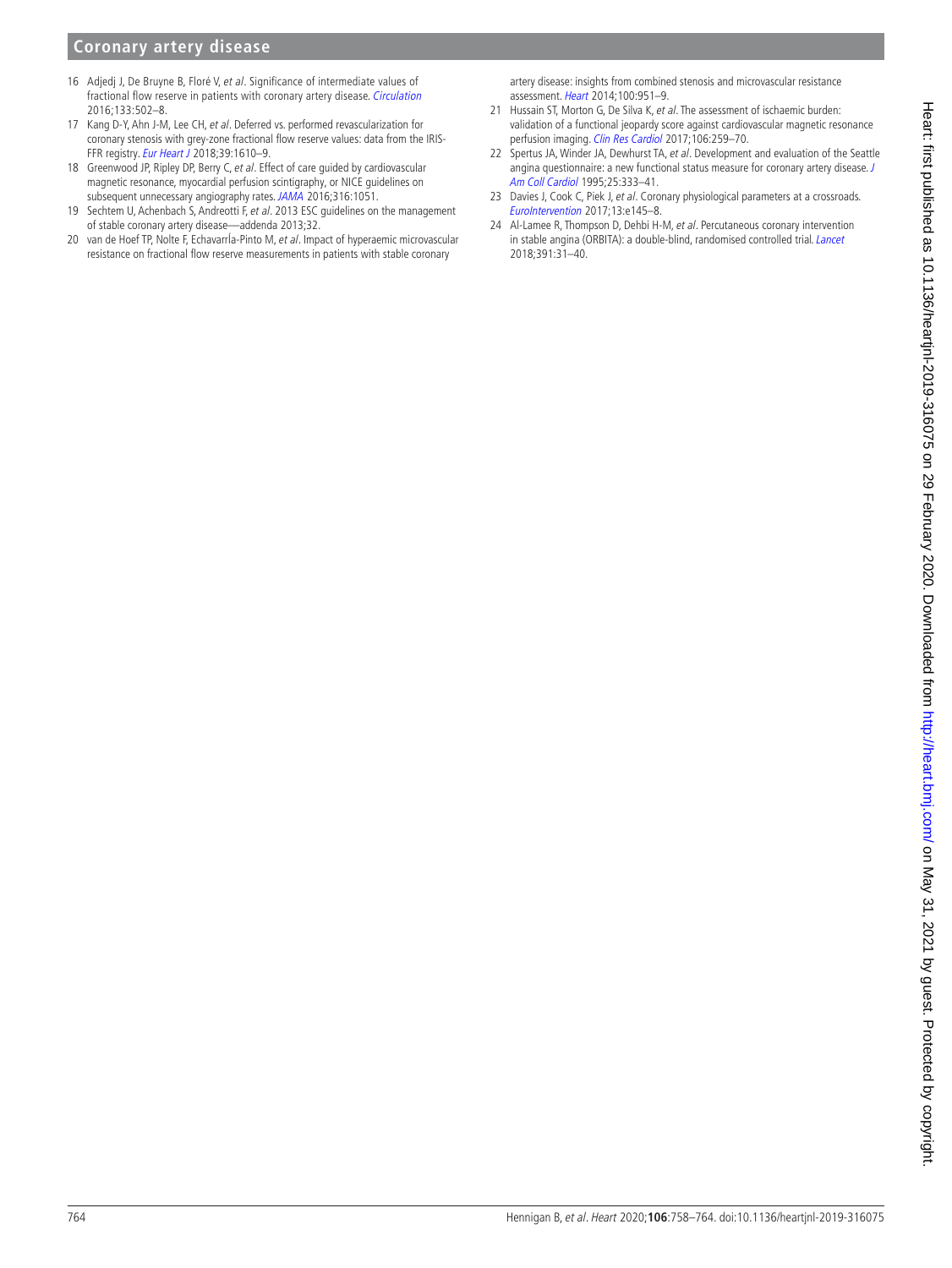16 Adjedj J, De Bruyne B, Floré V, *et al*. Significance of intermediate values of fractional flow reserve in patients with coronary artery disease. *Circulation* 2016;133:502–8.

17 Kang D-Y, Ahn J-M, Lee CH, *et al*. Deferred vs. performed revascularization for coronary stenosis with grey-zone fractional flow reserve values: data from the IRIS-FFR registry. *Eur Heart J* 2018;39:1610–9.

18 Greenwood JP, Ripley DP, Berry C, *et al*. Effect of care guided by cardiovascular magnetic resonance, myocardial perfusion scintigraphy, or NICE guidelines on subsequent unnecessary angiography rates. *JAMA* 2016;316:1051.

19 Sechtem U, Achenbach S, Andreotti F, *et al*. 2013 ESC guidelines on the management of stable coronary artery disease—addenda 2013;32.

20 van de Hoef TP, Nolte F, EchavarrÍa-Pinto M, *et al*. Impact of hyperaemic microvascular resistance on fractional flow reserve measurements in patients with stable coronary artery disease: insights from combined stenosis and microvascular resistance assessment. *Heart* 2014;100:951–9.

21 Hussain ST, Morton G, De Silva K, *et al*. The assessment of ischaemic burden: validation of a functional jeopardy score against cardiovascular magnetic resonance perfusion imaging. *Clin Res Cardiol* 2017;106:259–70.

22 Spertus JA, Winder JA, Dewhurst TA, *et al*. Development and evaluation of the Seattle angina questionnaire: a new functional status measure for coronary artery disease. *J Am Coll Cardiol* 1995;25:333–41.

23 Davies J, Cook C, Piek J, *et al*. Coronary physiological parameters at a crossroads. *EuroIntervention* 2017;13:e145–8.

24 Al-Lamee R, Thompson D, Dehbi H-M, *et al*. Percutaneous coronary intervention in stable angina (ORBITA): a double-blind, randomised controlled trial. *Lancet* 2018;391:31–40.